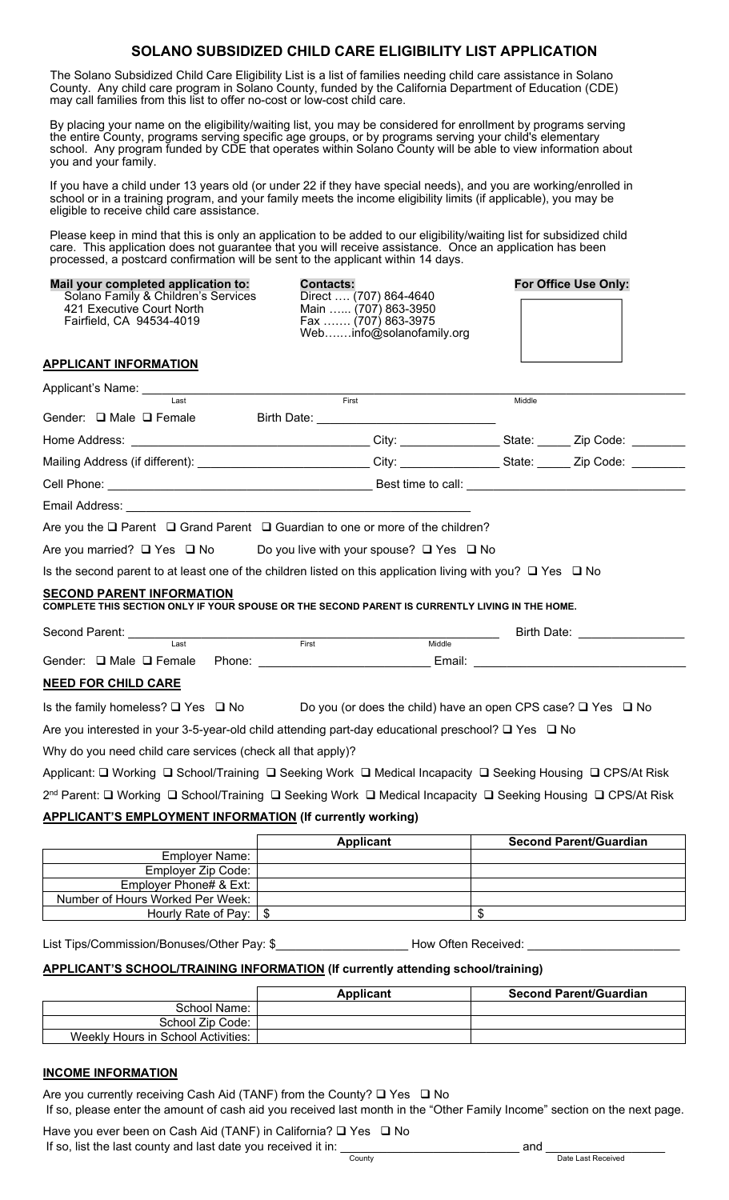# SOLANO SUBSIDIZED CHILD CARE ELIGIBILITY LIST APPLICATION

The Solano Subsidized Child Care Eligibility List is a list of families needing child care assistance in Solano County. Any child care program in Solano County, funded by the California Department of Education (CDE) may call families from this list to offer no-cost or low-cost child care.

By placing your name on the eligibility/waiting list, you may be considered for enrollment by programs serving the entire County, programs serving specific age groups, or by programs serving your child's elementary school. Any program funded by CDE that operates within Solano County will be able to view information about you and your family.

If you have a child under 13 years old (or under 22 if they have special needs), and you are working/enrolled in school or in a training program, and your family meets the income eligibility limits (if applicable), you may be eligible to receive child care assistance.

Please keep in mind that this is only an application to be added to our eligibility/waiting list for subsidized child care. This application does not guarantee that you will receive assistance. Once an application has been processed, a postcard confirmation will be sent to the applicant within 14 days.

**Mail your completed application to:**
Solano Family & Children's Services
421 Executive Court North
Fairfield, CA 94534-4019

**Contacts:**
Direct …. (707) 864-4640
Main …... (707) 863-3950
Fax ……. (707) 863-3975
Web…….info@solanofamily.org

**For Office Use Only:**

## APPLICANT INFORMATION

Applicant's Name: ______________________ (Last) ______________________ (First) ______________________ (Middle)

Gender: ☐ Male ☐ Female Birth Date: ______________________

Home Address: ______________________ City: ____________ State: _____ Zip Code: ________

Mailing Address (if different): ______________________ City: ____________ State: _____ Zip Code: ________

Cell Phone: ______________________ Best time to call: ______________________

Email Address: ______________________

Are you the ☐ Parent ☐ Grand Parent ☐ Guardian to one or more of the children?

Are you married? ☐ Yes ☐ No Do you live with your spouse? ☐ Yes ☐ No

Is the second parent to at least one of the children listed on this application living with you? ☐ Yes ☐ No

## SECOND PARENT INFORMATION

**COMPLETE THIS SECTION ONLY IF YOUR SPOUSE OR THE SECOND PARENT IS CURRENTLY LIVING IN THE HOME.**

Second Parent: ______________________ (Last) ______________________ (First) ______________________ (Middle) Birth Date: ____________

Gender: ☐ Male ☐ Female Phone: ______________________ Email: ______________________

## NEED FOR CHILD CARE

Is the family homeless? ☐ Yes ☐ No Do you (or does the child) have an open CPS case? ☐ Yes ☐ No

Are you interested in your 3-5-year-old child attending part-day educational preschool? ☐ Yes ☐ No

Why do you need child care services (check all that apply)?

Applicant: ☐ Working ☐ School/Training ☐ Seeking Work ☐ Medical Incapacity ☐ Seeking Housing ☐ CPS/At Risk

2nd Parent: ☐ Working ☐ School/Training ☐ Seeking Work ☐ Medical Incapacity ☐ Seeking Housing ☐ CPS/At Risk

## APPLICANT'S EMPLOYMENT INFORMATION (If currently working)

| | Applicant | Second Parent/Guardian |
|---|---|---|
| Employer Name: | | |
| Employer Zip Code: | | |
| Employer Phone# & Ext: | | |
| Number of Hours Worked Per Week: | | |
| Hourly Rate of Pay: | $ | $ |

List Tips/Commission/Bonuses/Other Pay: $____________ How Often Received: ______________________

## APPLICANT'S SCHOOL/TRAINING INFORMATION (If currently attending school/training)

| | Applicant | Second Parent/Guardian |
|---|---|---|
| School Name: | | |
| School Zip Code: | | |
| Weekly Hours in School Activities: | | |

## INCOME INFORMATION

Are you currently receiving Cash Aid (TANF) from the County? ☐ Yes ☐ No
If so, please enter the amount of cash aid you received last month in the "Other Family Income" section on the next page.

Have you ever been on Cash Aid (TANF) in California? ☐ Yes ☐ No
If so, list the last county and last date you received it in: ______________________ (County) and ______________________ (Date Last Received)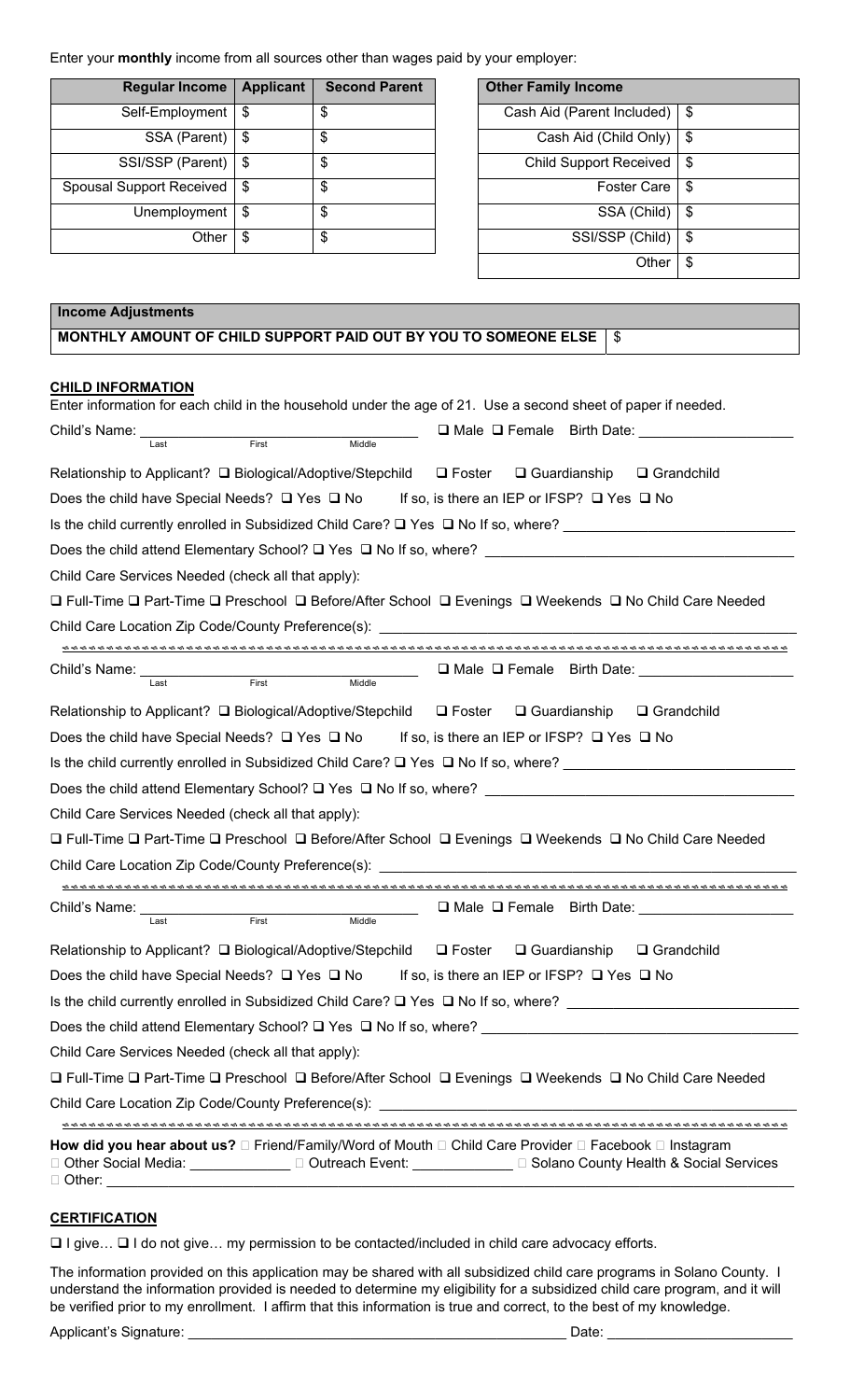Enter your **monthly** income from all sources other than wages paid by your employer:

| Regular Income | Applicant | Second Parent |
|---|---|---|
| Self-Employment | $ | $ |
| SSA (Parent) | $ | $ |
| SSI/SSP (Parent) | $ | $ |
| Spousal Support Received | $ | $ |
| Unemployment | $ | $ |
| Other | $ | $ |

| Other Family Income | |
|---|---|
| Cash Aid (Parent Included) | $ |
| Cash Aid (Child Only) | $ |
| Child Support Received | $ |
| Foster Care | $ |
| SSA (Child) | $ |
| SSI/SSP (Child) | $ |
| Other | $ |

| Income Adjustments | |
|---|---|
| **MONTHLY AMOUNT OF CHILD SUPPORT PAID OUT BY YOU TO SOMEONE ELSE** | $ |

**CHILD INFORMATION**

Enter information for each child in the household under the age of 21. Use a second sheet of paper if needed.

Child's Name: ______________________________ ❑ Male ❑ Female Birth Date: ____________________
Last First Middle

Relationship to Applicant? ❑ Biological/Adoptive/Stepchild ❑ Foster ❑ Guardianship ❑ Grandchild

Does the child have Special Needs? ❑ Yes ❑ No If so, is there an IEP or IFSP? ❑ Yes ❑ No

Is the child currently enrolled in Subsidized Child Care? ❑ Yes ❑ No If so, where? ____________________

Does the child attend Elementary School? ❑ Yes ❑ No If so, where? ____________________

Child Care Services Needed (check all that apply):

❑ Full-Time ❑ Part-Time ❑ Preschool ❑ Before/After School ❑ Evenings ❑ Weekends ❑ No Child Care Needed

Child Care Location Zip Code/County Preference(s): ____________________

Child's Name: ______________________________ ❑ Male ❑ Female Birth Date: ____________________
Last First Middle

Relationship to Applicant? ❑ Biological/Adoptive/Stepchild ❑ Foster ❑ Guardianship ❑ Grandchild

Does the child have Special Needs? ❑ Yes ❑ No If so, is there an IEP or IFSP? ❑ Yes ❑ No

Is the child currently enrolled in Subsidized Child Care? ❑ Yes ❑ No If so, where? ____________________

Does the child attend Elementary School? ❑ Yes ❑ No If so, where? ____________________

Child Care Services Needed (check all that apply):

❑ Full-Time ❑ Part-Time ❑ Preschool ❑ Before/After School ❑ Evenings ❑ Weekends ❑ No Child Care Needed

Child Care Location Zip Code/County Preference(s): ____________________

Child's Name: ______________________________ ❑ Male ❑ Female Birth Date: ____________________
Last First Middle

Relationship to Applicant? ❑ Biological/Adoptive/Stepchild ❑ Foster ❑ Guardianship ❑ Grandchild

Does the child have Special Needs? ❑ Yes ❑ No If so, is there an IEP or IFSP? ❑ Yes ❑ No

Is the child currently enrolled in Subsidized Child Care? ❑ Yes ❑ No If so, where? ____________________

Does the child attend Elementary School? ❑ Yes ❑ No If so, where? ____________________

Child Care Services Needed (check all that apply):

❑ Full-Time ❑ Part-Time ❑ Preschool ❑ Before/After School ❑ Evenings ❑ Weekends ❑ No Child Care Needed

Child Care Location Zip Code/County Preference(s): ____________________

**How did you hear about us?** ☐ Friend/Family/Word of Mouth ☐ Child Care Provider ☐ Facebook ☐ Instagram
☐ Other Social Media: ____________ ☐ Outreach Event: ____________ ☐ Solano County Health & Social Services
☐ Other: ____________________

**CERTIFICATION**

❑ I give… ❑ I do not give… my permission to be contacted/included in child care advocacy efforts.

The information provided on this application may be shared with all subsidized child care programs in Solano County. I understand the information provided is needed to determine my eligibility for a subsidized child care program, and it will be verified prior to my enrollment. I affirm that this information is true and correct, to the best of my knowledge.

Applicant's Signature: ______________________________ Date: ____________________